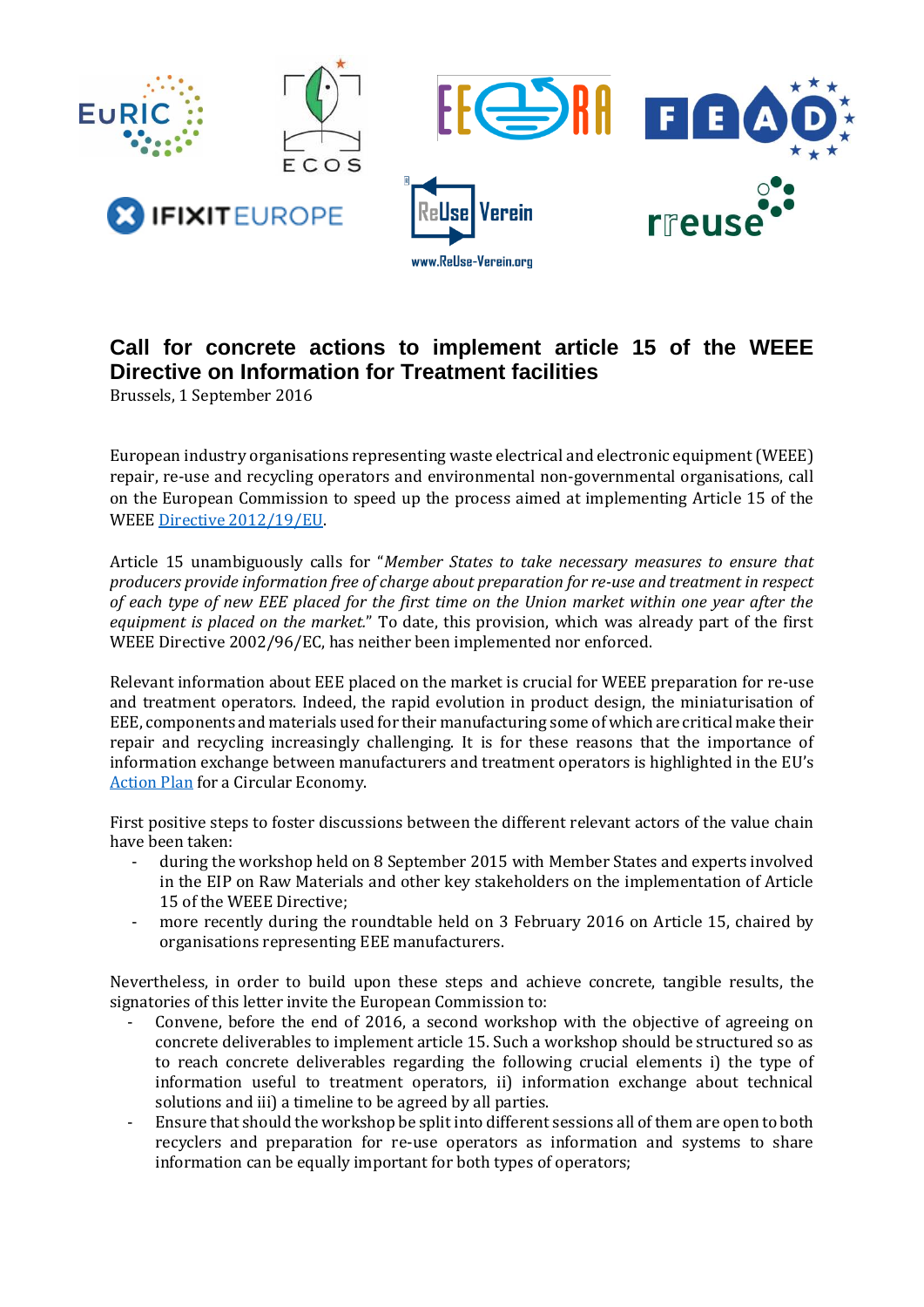# Call for concrete actions to implement article 15 of the WEEE Directive on Information for Treatment facilities

Brussels, 1 September 2016

European industry organisations representing waste electrical and electronic equipment (WEEE) repair, re-use and recycling operators and environmental non-governmental organisations, call on the European Commission to speed up the process aimed at implementing Article 15 of the WEEE [Directive 2012/19/EU](Directive 2012/19/EU).

Article 15 unambiguously calls for "*Member States to take necessary measures to ensure that producers provide information free of charge about preparation for re-use and treatment in respect of each type of new EEE placed for the first time on the Union market within one year after the equipment is placed on the market.*" To date, this provision, which was already part of the first WEEE Directive 2002/96/EC, has neither been implemented nor enforced.

Relevant information about EEE placed on the market is crucial for WEEE preparation for re-use and treatment operators. Indeed, the rapid evolution in product design, the miniaturisation of EEE, components and materials used for their manufacturing some of which are critical make their repair and recycling increasingly challenging. It is for these reasons that the importance of information exchange between manufacturers and treatment operators is highlighted in the EU's Action Plan for a Circular Economy.

First positive steps to foster discussions between the different relevant actors of the value chain have been taken:

- during the workshop held on 8 September 2015 with Member States and experts involved in the EIP on Raw Materials and other key stakeholders on the implementation of Article 15 of the WEEE Directive;
- more recently during the roundtable held on 3 February 2016 on Article 15, chaired by organisations representing EEE manufacturers.

Nevertheless, in order to build upon these steps and achieve concrete, tangible results, the signatories of this letter invite the European Commission to:

- Convene, before the end of 2016, a second workshop with the objective of agreeing on concrete deliverables to implement article 15. Such a workshop should be structured so as to reach concrete deliverables regarding the following crucial elements i) the type of information useful to treatment operators, ii) information exchange about technical solutions and iii) a timeline to be agreed by all parties.
- Ensure that should the workshop be split into different sessions all of them are open to both recyclers and preparation for re-use operators as information and systems to share information can be equally important for both types of operators;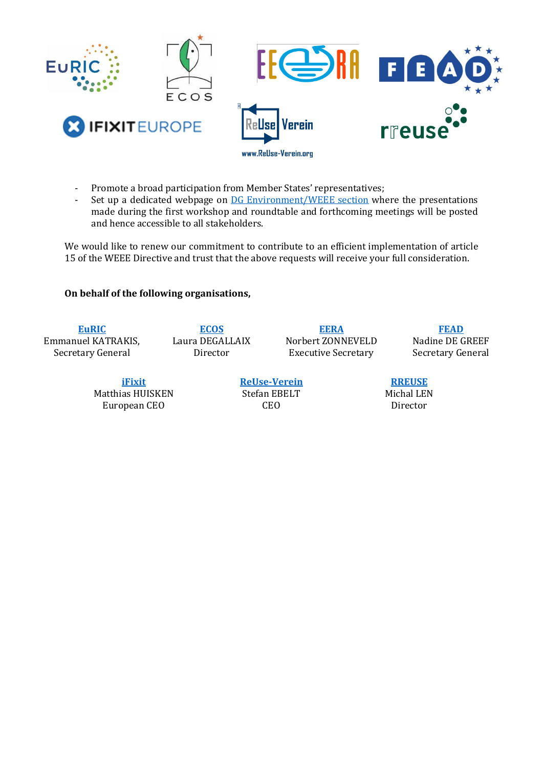- Promote a broad participation from Member States' representatives;
- Set up a dedicated webpage on [DG Environment/WEEE section]() where the presentations made during the first workshop and roundtable and forthcoming meetings will be posted and hence accessible to all stakeholders.

We would like to renew our commitment to contribute to an efficient implementation of article 15 of the WEEE Directive and trust that the above requests will receive your full consideration.

**On behalf of the following organisations,**

**EuRIC**
Emmanuel KATRAKIS,
Secretary General

**ECOS**
Laura DEGALLAIX
Director

**EERA**
Norbert ZONNEVELD
Executive Secretary

**FEAD**
Nadine DE GREEF
Secretary General

**iFixit**
Matthias HUISKEN
European CEO

**ReUse-Verein**
Stefan EBELT
CEO

**RREUSE**
Michal LEN
Director